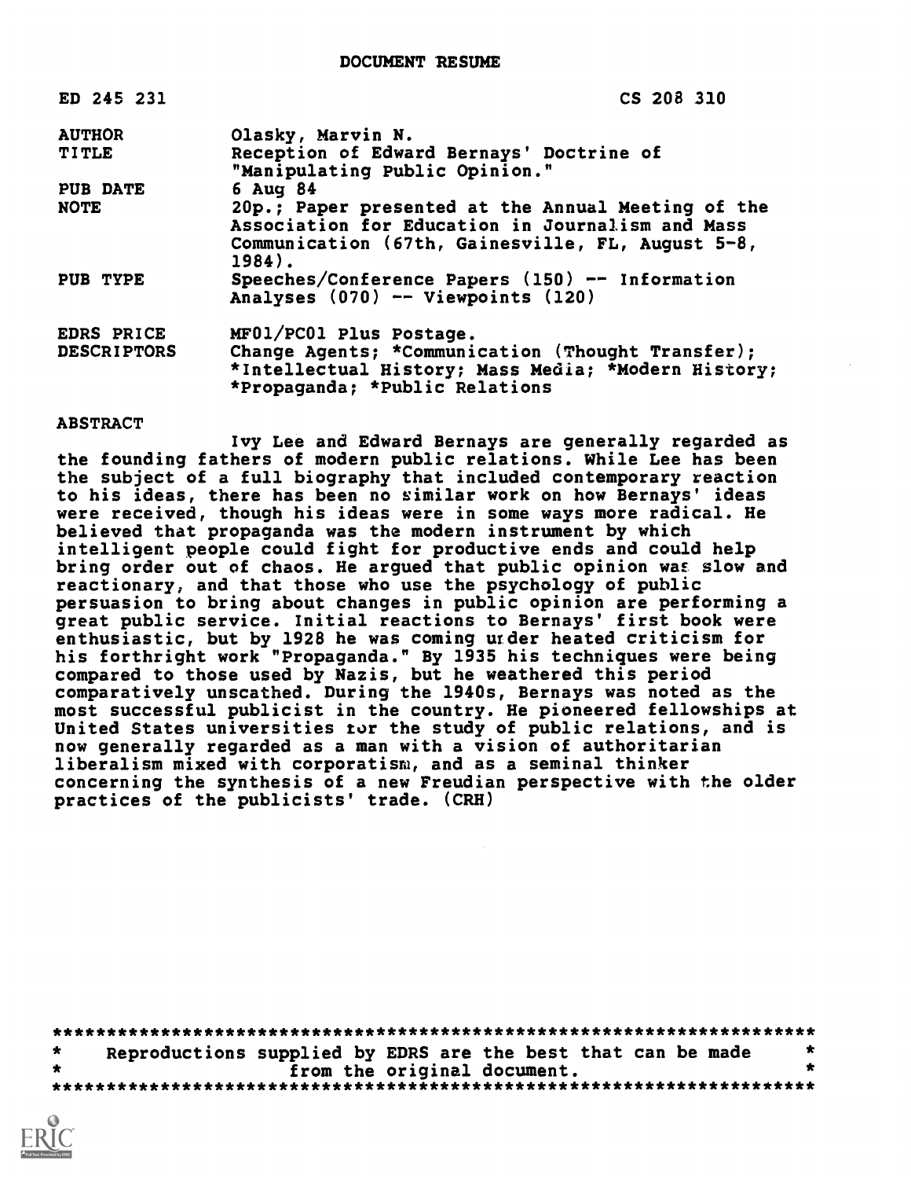# DOCUMENT RESUME

| | |
|---|---|
| ED 245 231 | CS 208 310 |
| AUTHOR | Olasky, Marvin N. |
| TITLE | Reception of Edward Bernays' Doctrine of "Manipulating Public Opinion." |
| PUB DATE | 6 Aug 84 |
| NOTE | 20p.; Paper presented at the Annual Meeting of the Association for Education in Journalism and Mass Communication (67th, Gainesville, FL, August 5-8, 1984). |
| PUB TYPE | Speeches/Conference Papers (150) -- Information Analyses (070) -- Viewpoints (120) |
| EDRS PRICE | MF01/PC01 Plus Postage. |
| DESCRIPTORS | Change Agents; *Communication (Thought Transfer); *Intellectual History; Mass Media; *Modern History; *Propaganda; *Public Relations |

ABSTRACT

Ivy Lee and Edward Bernays are generally regarded as the founding fathers of modern public relations. While Lee has been the subject of a full biography that included contemporary reaction to his ideas, there has been no similar work on how Bernays' ideas were received, though his ideas were in some ways more radical. He believed that propaganda was the modern instrument by which intelligent people could fight for productive ends and could help bring order out of chaos. He argued that public opinion was slow and reactionary, and that those who use the psychology of public persuasion to bring about changes in public opinion are performing a great public service. Initial reactions to Bernays' first book were enthusiastic, but by 1928 he was coming under heated criticism for his forthright work "Propaganda." By 1935 his techniques were being compared to those used by Nazis, but he weathered this period comparatively unscathed. During the 1940s, Bernays was noted as the most successful publicist in the country. He pioneered fellowships at United States universities for the study of public relations, and is now generally regarded as a man with a vision of authoritarian liberalism mixed with corporatism, and as a seminal thinker concerning the synthesis of a new Freudian perspective with the older practices of the publicists' trade. (CRH)

***********************************************************************
* Reproductions supplied by EDRS are the best that can be made *
* from the original document. *
***********************************************************************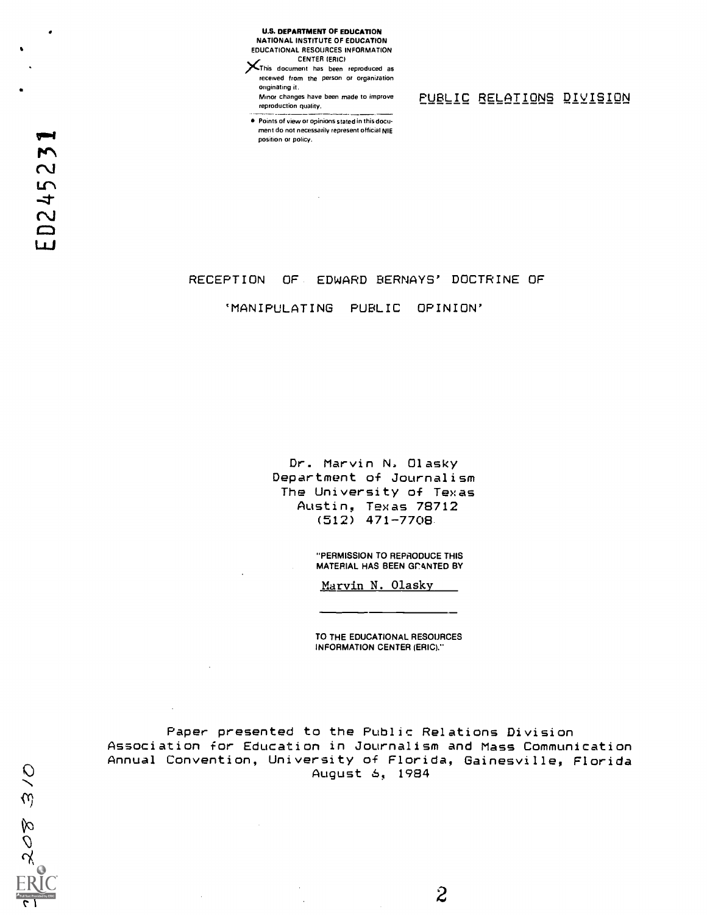U.S. DEPARTMENT OF EDUCATION
NATIONAL INSTITUTE OF EDUCATION
EDUCATIONAL RESOURCES INFORMATION CENTER (ERIC)

This document has been reproduced as received from the person or organization originating it.
Minor changes have been made to improve reproduction quality.

- Points of view or opinions stated in this document do not necessarily represent official NIE position or policy.

PUBLIC RELATIONS DIVISION

ED245231

# RECEPTION OF EDWARD BERNAYS' DOCTRINE OF 'MANIPULATING PUBLIC OPINION'

Dr. Marvin N. Olasky
Department of Journalism
The University of Texas
Austin, Texas 78712
(512) 471-7708

"PERMISSION TO REPRODUCE THIS MATERIAL HAS BEEN GRANTED BY

Marvin N. Olasky

TO THE EDUCATIONAL RESOURCES INFORMATION CENTER (ERIC)."

Paper presented to the Public Relations Division
Association for Education in Journalism and Mass Communication
Annual Convention, University of Florida, Gainesville, Florida
August 6, 1984

CS 208 310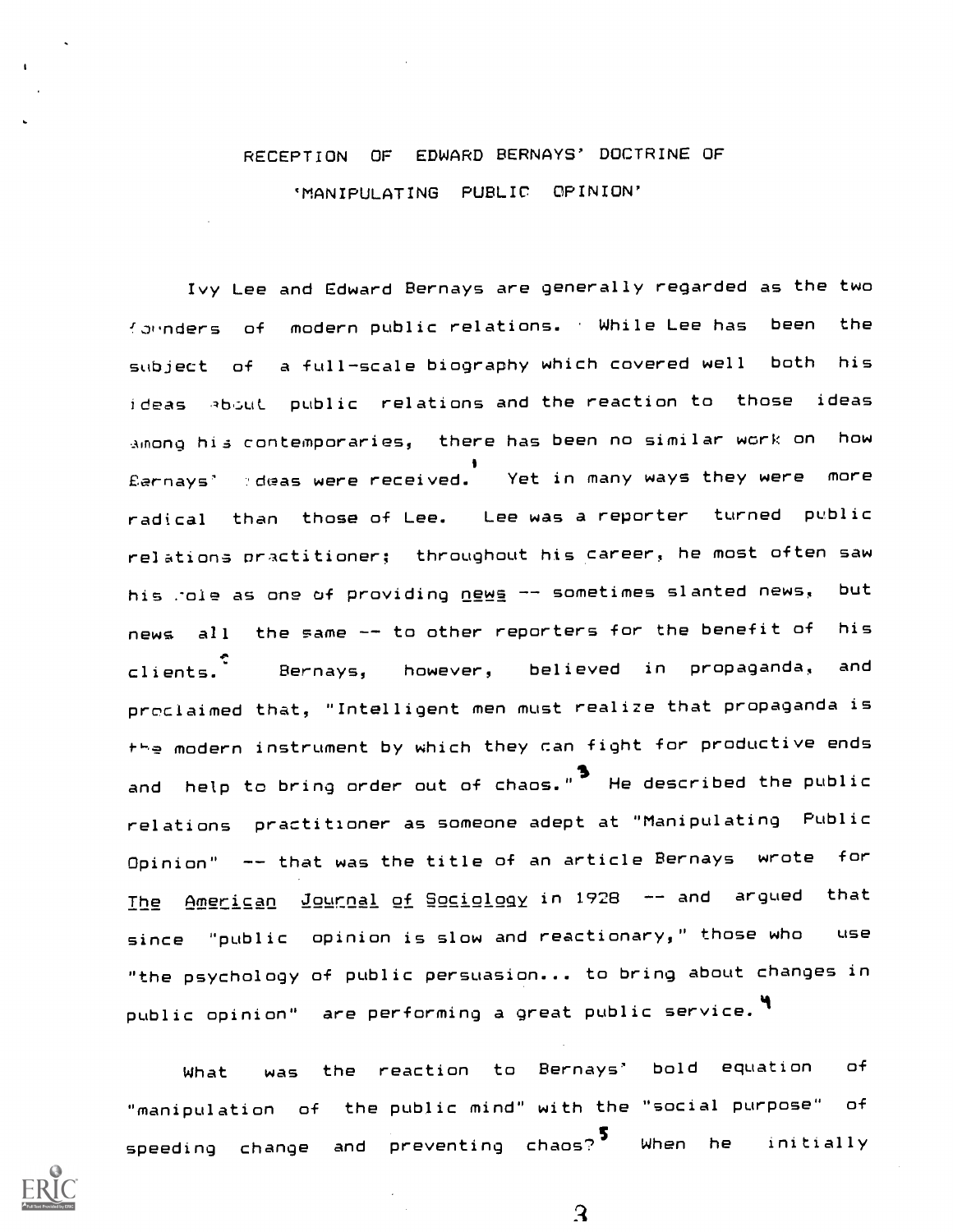# RECEPTION OF EDWARD BERNAYS' DOCTRINE OF 'MANIPULATING PUBLIC OPINION'

Ivy Lee and Edward Bernays are generally regarded as the two founders of modern public relations. While Lee has been the subject of a full-scale biography which covered well both his ideas about public relations and the reaction to those ideas among his contemporaries, there has been no similar work on how Bernays' ideas were received.[1] Yet in many ways they were more radical than those of Lee. Lee was a reporter turned public relations practitioner; throughout his career, he most often saw his role as one of providing _news_ -- sometimes slanted news, but news all the same -- to other reporters for the benefit of his clients.[2] Bernays, however, believed in propaganda, and proclaimed that, "Intelligent men must realize that propaganda is the modern instrument by which they can fight for productive ends and help to bring order out of chaos."[3] He described the public relations practitioner as someone adept at "Manipulating Public Opinion" -- that was the title of an article Bernays wrote for _The American Journal of Sociology_ in 1928 -- and argued that since "public opinion is slow and reactionary," those who use "the psychology of public persuasion... to bring about changes in public opinion" are performing a great public service.[4]

What was the reaction to Bernays' bold equation of "manipulation of the public mind" with the "social purpose" of speeding change and preventing chaos?[5] When he initially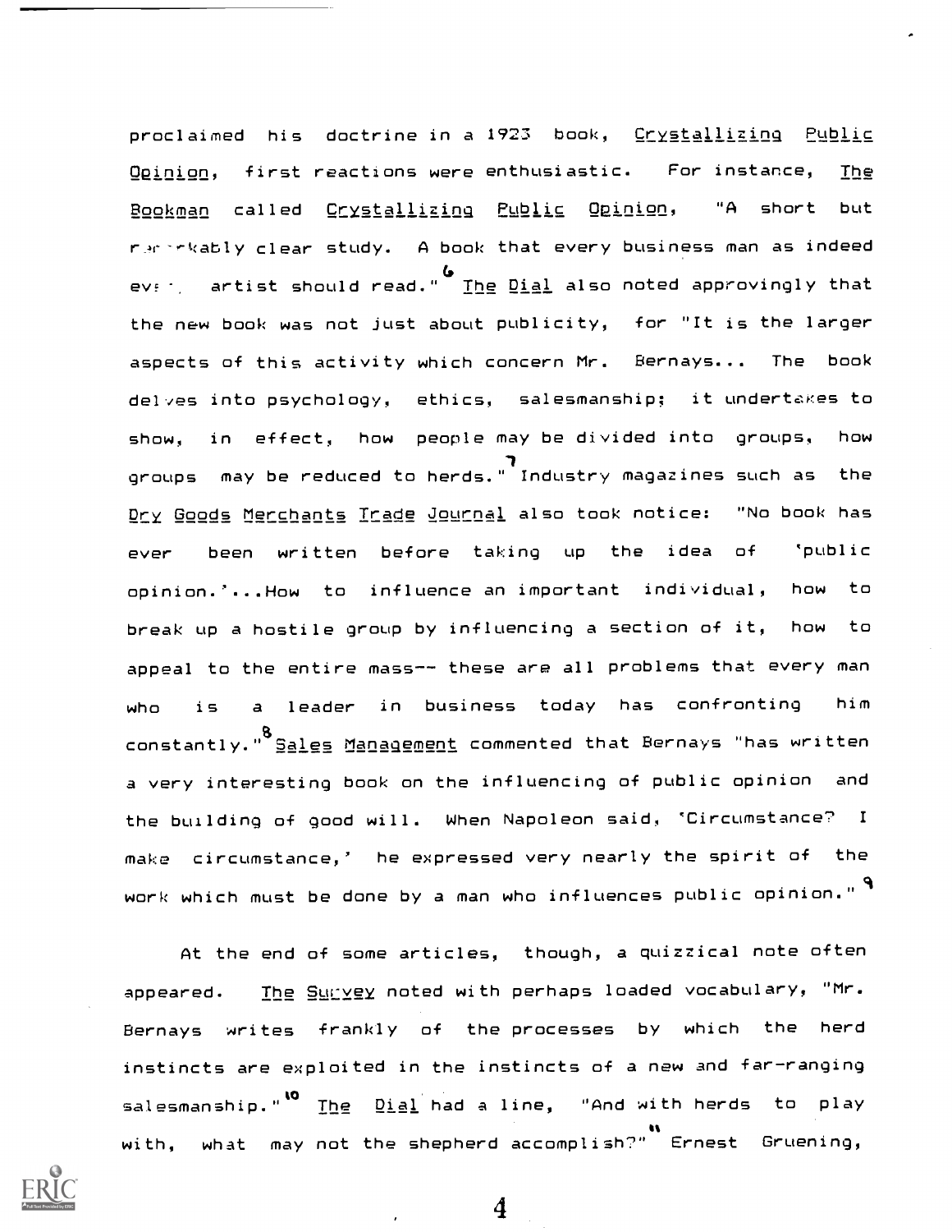proclaimed his doctrine in a 1923 book, Crystallizing Public Opinion, first reactions were enthusiastic. For instance, The Bookman called Crystallizing Public Opinion, "A short but remarkably clear study. A book that every business man as indeed every artist should read."[6] The Dial also noted approvingly that the new book was not just about publicity, for "It is the larger aspects of this activity which concern Mr. Bernays... The book delves into psychology, ethics, salesmanship; it undertakes to show, in effect, how people may be divided into groups, how groups may be reduced to herds."[7] Industry magazines such as the Dry Goods Merchants Trade Journal also took notice: "No book has ever been written before taking up the idea of 'public opinion.'...How to influence an important individual, how to break up a hostile group by influencing a section of it, how to appeal to the entire mass-- these are all problems that every man who is a leader in business today has confronting him constantly."[8] Sales Management commented that Bernays "has written a very interesting book on the influencing of public opinion and the building of good will. When Napoleon said, 'Circumstance? I make circumstance,' he expressed very nearly the spirit of the work which must be done by a man who influences public opinion."[9]

At the end of some articles, though, a quizzical note often appeared. The Survey noted with perhaps loaded vocabulary, "Mr. Bernays writes frankly of the processes by which the herd instincts are exploited in the instincts of a new and far-ranging salesmanship."[10] The Dial had a line, "And with herds to play with, what may not the shepherd accomplish?"[11] Ernest Gruening,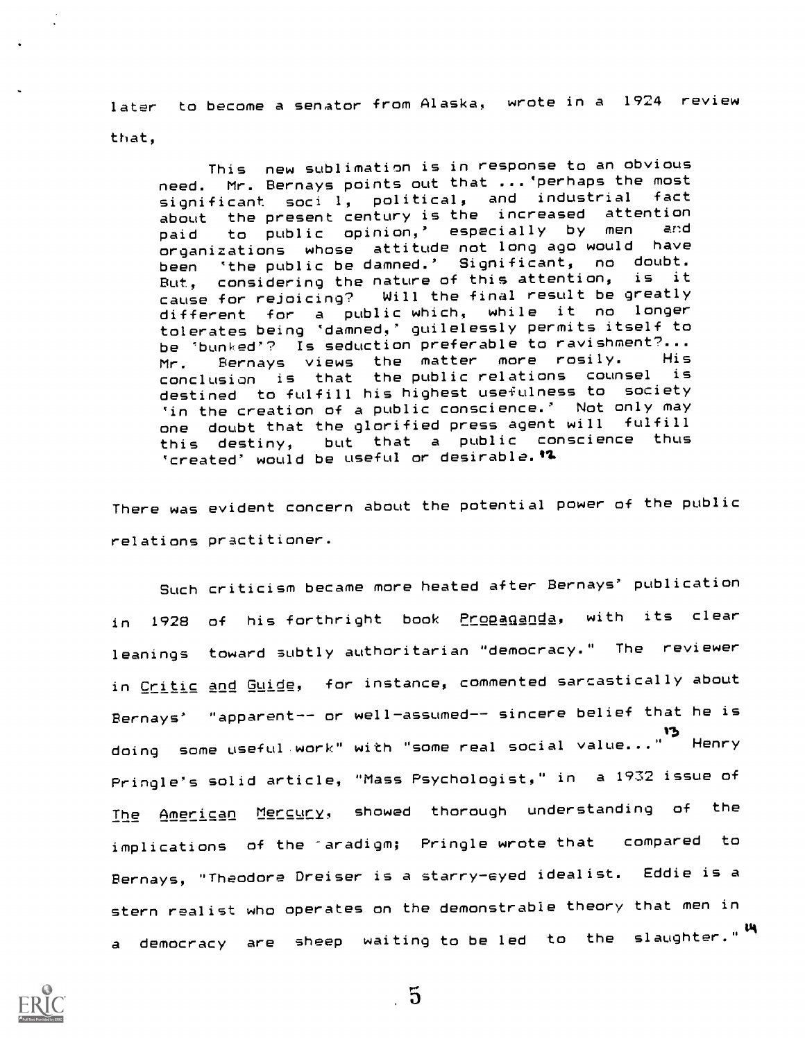later to become a senator from Alaska, wrote in a 1924 review that,

> This new sublimation is in response to an obvious need. Mr. Bernays points out that ... 'perhaps the most significant soci l, political, and industrial fact about the present century is the increased attention paid to public opinion,' especially by men and organizations whose attitude not long ago would have been 'the public be damned.' Significant, no doubt. But, considering the nature of this attention, is it cause for rejoicing? Will the final result be greatly different for a public which, while it no longer tolerates being 'damned,' guilelessly permits itself to be 'bunked'? Is seduction preferable to ravishment?... Mr. Bernays views the matter more rosily. His conclusion is that the public relations counsel is destined to fulfill his highest usefulness to society 'in the creation of a public conscience.' Not only may one doubt that the glorified press agent will fulfill this destiny, but that a public conscience thus 'created' would be useful or desirable.[12]

There was evident concern about the potential power of the public relations practitioner.

Such criticism became more heated after Bernays' publication in 1928 of his forthright book _Propaganda_, with its clear leanings toward subtly authoritarian "democracy." The reviewer in _Critic and Guide_, for instance, commented sarcastically about Bernays' "apparent-- or well-assumed-- sincere belief that he is doing some useful work" with "some real social value..."[13] Henry Pringle's solid article, "Mass Psychologist," in a 1932 issue of _The American Mercury_, showed thorough understanding of the implications of the paradigm; Pringle wrote that compared to Bernays, "Theodore Dreiser is a starry-eyed idealist. Eddie is a stern realist who operates on the demonstrable theory that men in a democracy are sheep waiting to be led to the slaughter."[14]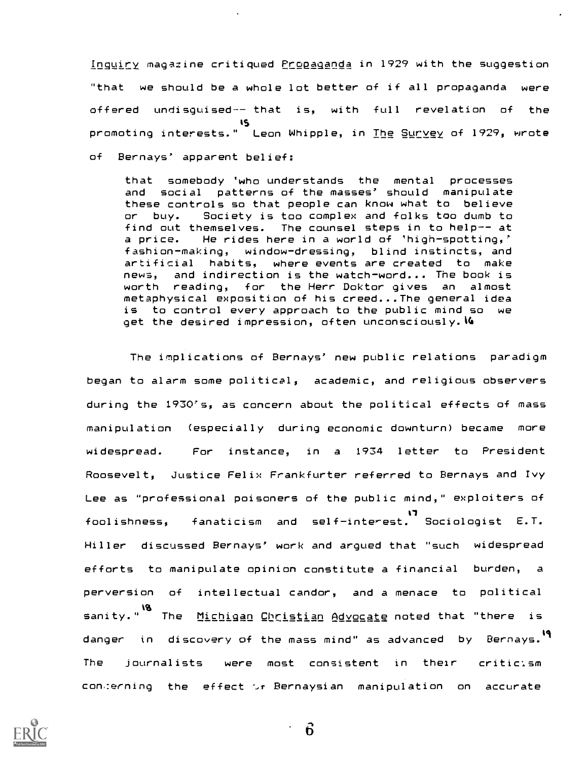Inquiry magazine critiqued Propaganda in 1929 with the suggestion "that we should be a whole lot better of if all propaganda were offered undisguised-- that is, with full revelation of the promoting interests."[15] Leon Whipple, in The Survey of 1929, wrote of Bernays' apparent belief:

> that somebody 'who understands the mental processes and social patterns of the masses' should manipulate these controls so that people can know what to believe or buy. Society is too complex and folks too dumb to find out themselves. The counsel steps in to help-- at a price. He rides here in a world of 'high-spotting,' fashion-making, window-dressing, blind instincts, and artificial habits, where events are created to make news, and indirection is the watch-word... The book is worth reading, for the Herr Doktor gives an almost metaphysical exposition of his creed...The general idea is to control every approach to the public mind so we get the desired impression, often unconsciously.[16]

The implications of Bernays' new public relations paradigm began to alarm some political, academic, and religious observers during the 1930's, as concern about the political effects of mass manipulation (especially during economic downturn) became more widespread. For instance, in a 1934 letter to President Roosevelt, Justice Felix Frankfurter referred to Bernays and Ivy Lee as "professional poisoners of the public mind," exploiters of foolishness, fanaticism and self-interest.[17] Sociologist E.T. Hiller discussed Bernays' work and argued that "such widespread efforts to manipulate opinion constitute a financial burden, a perversion of intellectual candor, and a menace to political sanity."[18] The Michigan Christian Advocate noted that "there is danger in discovery of the mass mind" as advanced by Bernays.[19] The journalists were most consistent in their criticism concerning the effect of Bernaysian manipulation on accurate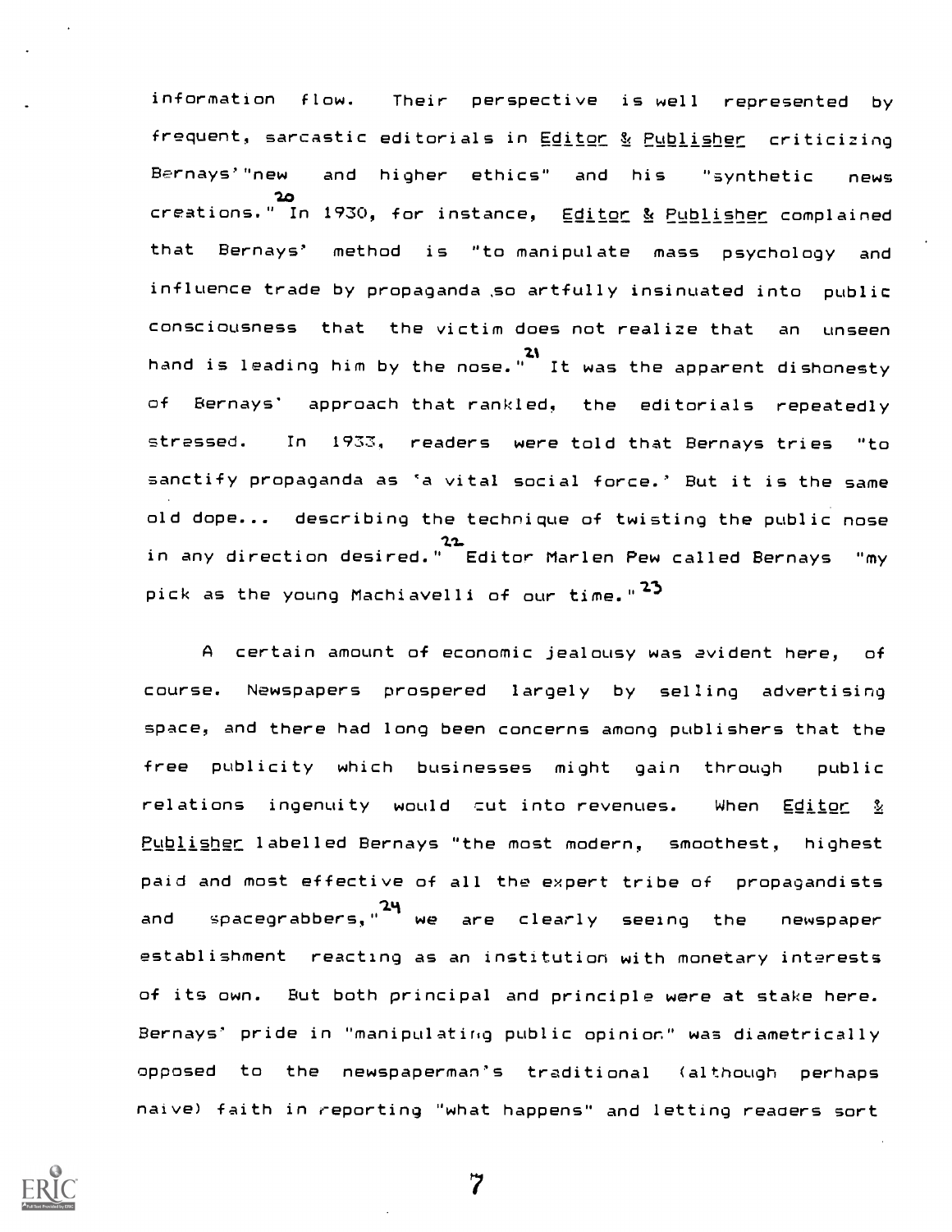information flow. Their perspective is well represented by frequent, sarcastic editorials in Editor & Publisher criticizing Bernays' "new and higher ethics" and his "synthetic news creations."[20] In 1930, for instance, Editor & Publisher complained that Bernays' method is "to manipulate mass psychology and influence trade by propaganda so artfully insinuated into public consciousness that the victim does not realize that an unseen hand is leading him by the nose."[21] It was the apparent dishonesty of Bernays' approach that rankled, the editorials repeatedly stressed. In 1933, readers were told that Bernays tries "to sanctify propaganda as 'a vital social force.' But it is the same old dope... describing the technique of twisting the public nose in any direction desired."[22] Editor Marlen Pew called Bernays "my pick as the young Machiavelli of our time."[23]

A certain amount of economic jealousy was evident here, of course. Newspapers prospered largely by selling advertising space, and there had long been concerns among publishers that the free publicity which businesses might gain through public relations ingenuity would cut into revenues. When Editor & Publisher labelled Bernays "the most modern, smoothest, highest paid and most effective of all the expert tribe of propagandists and spacegrabbers,"[24] we are clearly seeing the newspaper establishment reacting as an institution with monetary interests of its own. But both principal and principle were at stake here. Bernays' pride in "manipulating public opinion" was diametrically opposed to the newspaperman's traditional (although perhaps naive) faith in reporting "what happens" and letting readers sort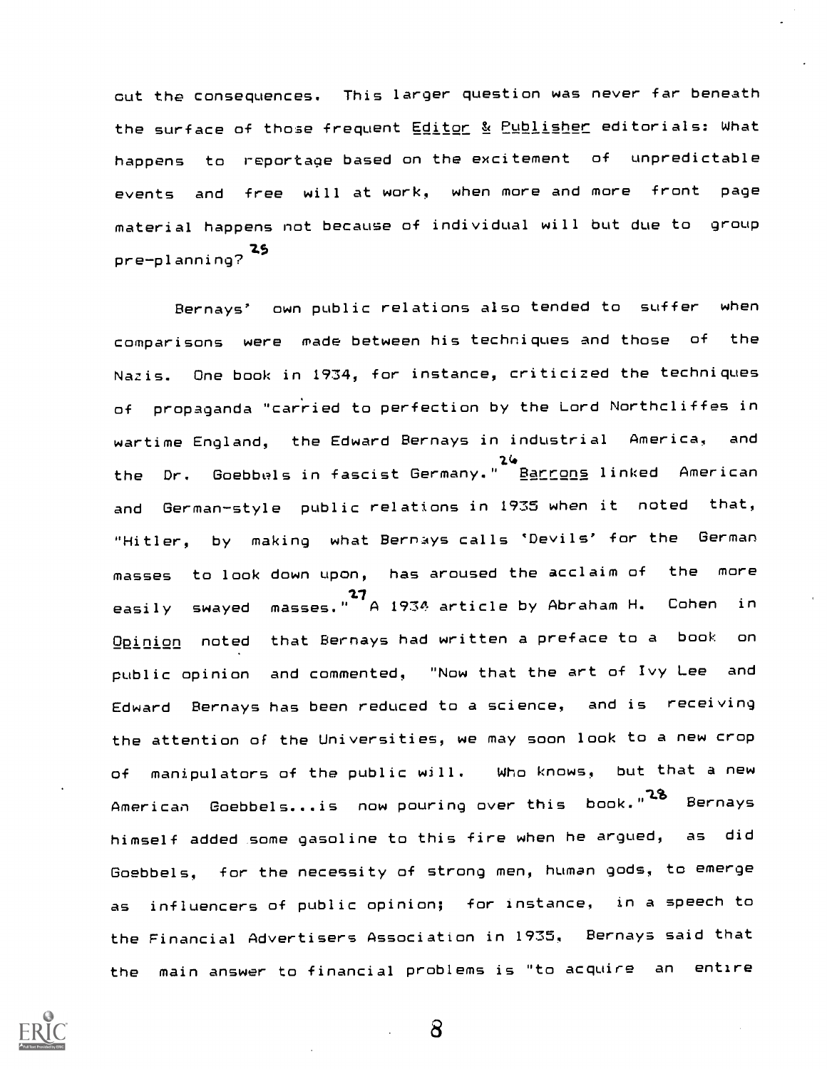out the consequences. This larger question was never far beneath the surface of those frequent Editor & Publisher editorials: What happens to reportage based on the excitement of unpredictable events and free will at work, when more and more front page material happens not because of individual will but due to group pre-planning?[25]

Bernays' own public relations also tended to suffer when comparisons were made between his techniques and those of the Nazis. One book in 1934, for instance, criticized the techniques of propaganda "carried to perfection by the Lord Northcliffes in wartime England, the Edward Bernays in industrial America, and the Dr. Goebbels in fascist Germany."[26] Barrons linked American and German-style public relations in 1935 when it noted that, "Hitler, by making what Bernays calls 'Devils' for the German masses to look down upon, has aroused the acclaim of the more easily swayed masses."[27] A 1934 article by Abraham H. Cohen in Opinion noted that Bernays had written a preface to a book on public opinion and commented, "Now that the art of Ivy Lee and Edward Bernays has been reduced to a science, and is receiving the attention of the Universities, we may soon look to a new crop of manipulators of the public will. Who knows, but that a new American Goebbels...is now pouring over this book."[28] Bernays himself added some gasoline to this fire when he argued, as did Goebbels, for the necessity of strong men, human gods, to emerge as influencers of public opinion; for instance, in a speech to the Financial Advertisers Association in 1935, Bernays said that the main answer to financial problems is "to acquire an entire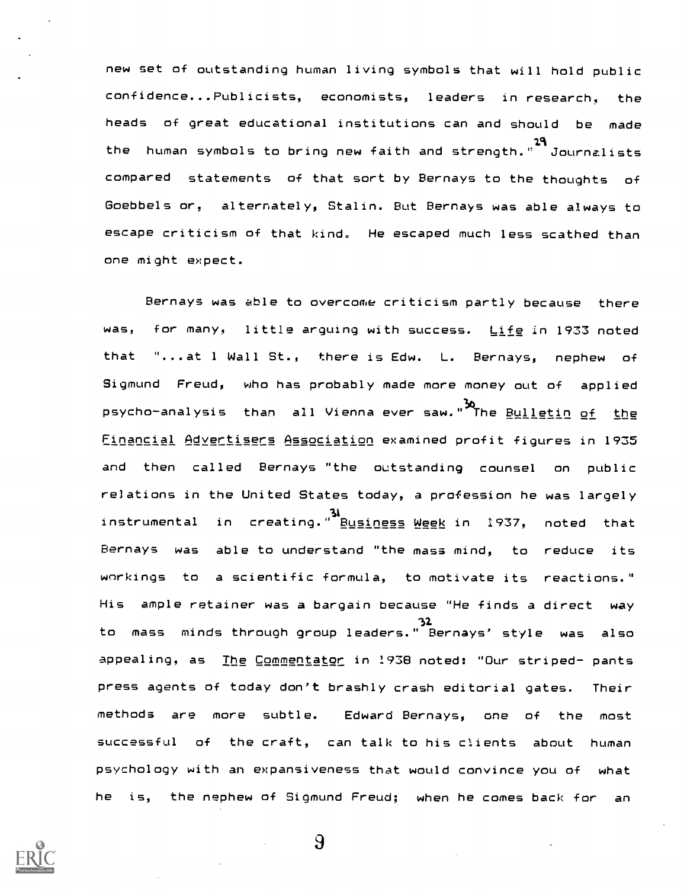new set of outstanding human living symbols that will hold public confidence...Publicists, economists, leaders in research, the heads of great educational institutions can and should be made the human symbols to bring new faith and strength."[29] Journalists compared statements of that sort by Bernays to the thoughts of Goebbels or, alternately, Stalin. But Bernays was able always to escape criticism of that kind. He escaped much less scathed than one might expect.

Bernays was able to overcome criticism partly because there was, for many, little arguing with success. Life in 1933 noted that "...at 1 Wall St., there is Edw. L. Bernays, nephew of Sigmund Freud, who has probably made more money out of applied psycho-analysis than all Vienna ever saw."[30] The Bulletin of the Financial Advertisers Association examined profit figures in 1935 and then called Bernays "the outstanding counsel on public relations in the United States today, a profession he was largely instrumental in creating."[31] Business Week in 1937, noted that Bernays was able to understand "the mass mind, to reduce its workings to a scientific formula, to motivate its reactions." His ample retainer was a bargain because "He finds a direct way to mass minds through group leaders."[32] Bernays' style was also appealing, as The Commentator in 1938 noted: "Our striped- pants press agents of today don't brashly crash editorial gates. Their methods are more subtle. Edward Bernays, one of the most successful of the craft, can talk to his clients about human psychology with an expansiveness that would convince you of what he is, the nephew of Sigmund Freud; when he comes back for an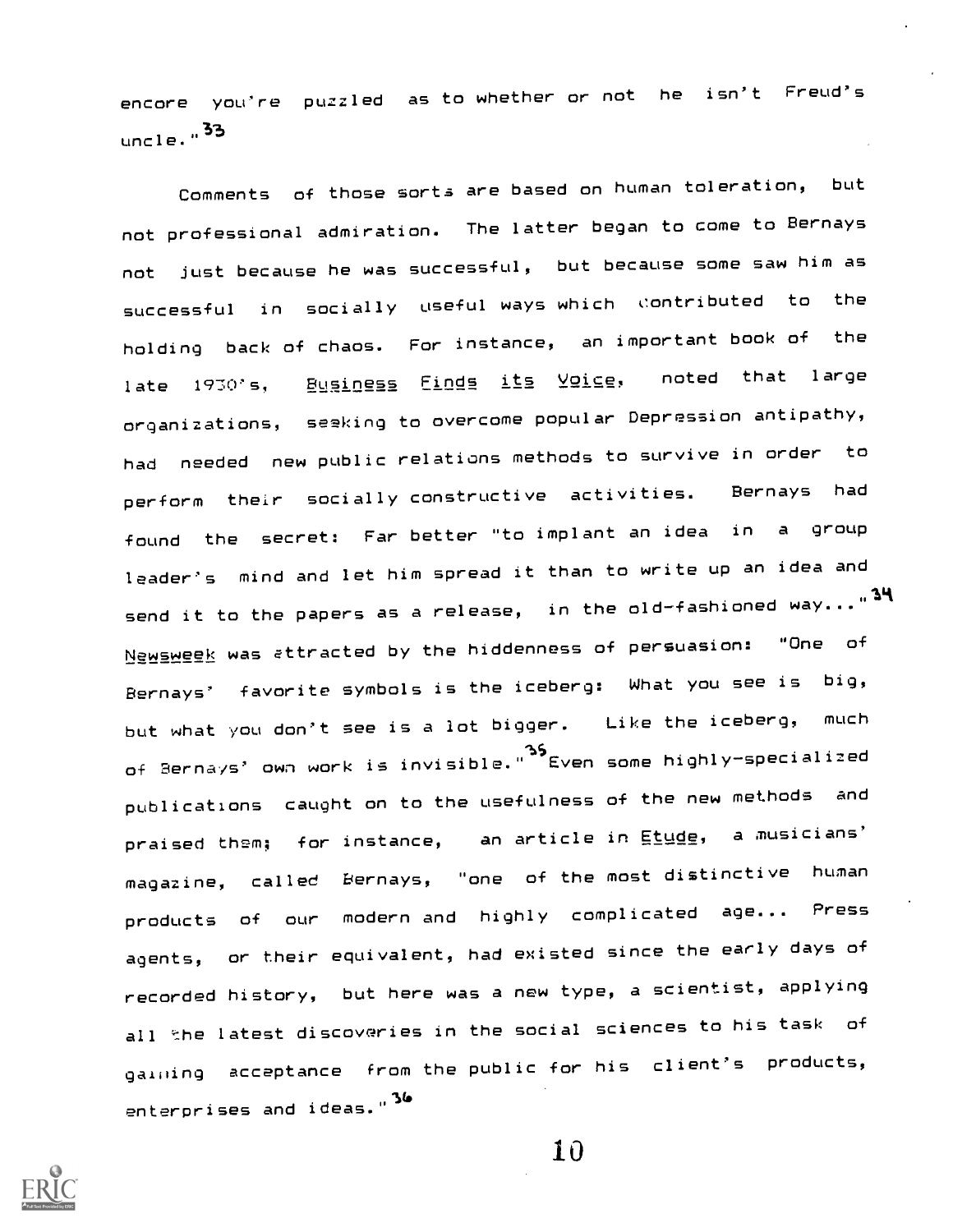encore you're puzzled as to whether or not he isn't Freud's uncle."[33]

Comments of those sorts are based on human toleration, but not professional admiration. The latter began to come to Bernays not just because he was successful, but because some saw him as successful in socially useful ways which contributed to the holding back of chaos. For instance, an important book of the late 1930's, _Business Finds its Voice_, noted that large organizations, seeking to overcome popular Depression antipathy, had needed new public relations methods to survive in order to perform their socially constructive activities. Bernays had found the secret: Far better "to implant an idea in a group leader's mind and let him spread it than to write up an idea and send it to the papers as a release, in the old-fashioned way..."[34] _Newsweek_ was attracted by the hiddenness of persuasion: "One of Bernays' favorite symbols is the iceberg: What you see is big, but what you don't see is a lot bigger. Like the iceberg, much of Bernays' own work is invisible."[35] Even some highly-specialized publications caught on to the usefulness of the new methods and praised them; for instance, an article in _Etude_, a musicians' magazine, called Bernays, "one of the most distinctive human products of our modern and highly complicated age... Press agents, or their equivalent, had existed since the early days of recorded history, but here was a new type, a scientist, applying all the latest discoveries in the social sciences to his task of gaining acceptance from the public for his client's products, enterprises and ideas."[36]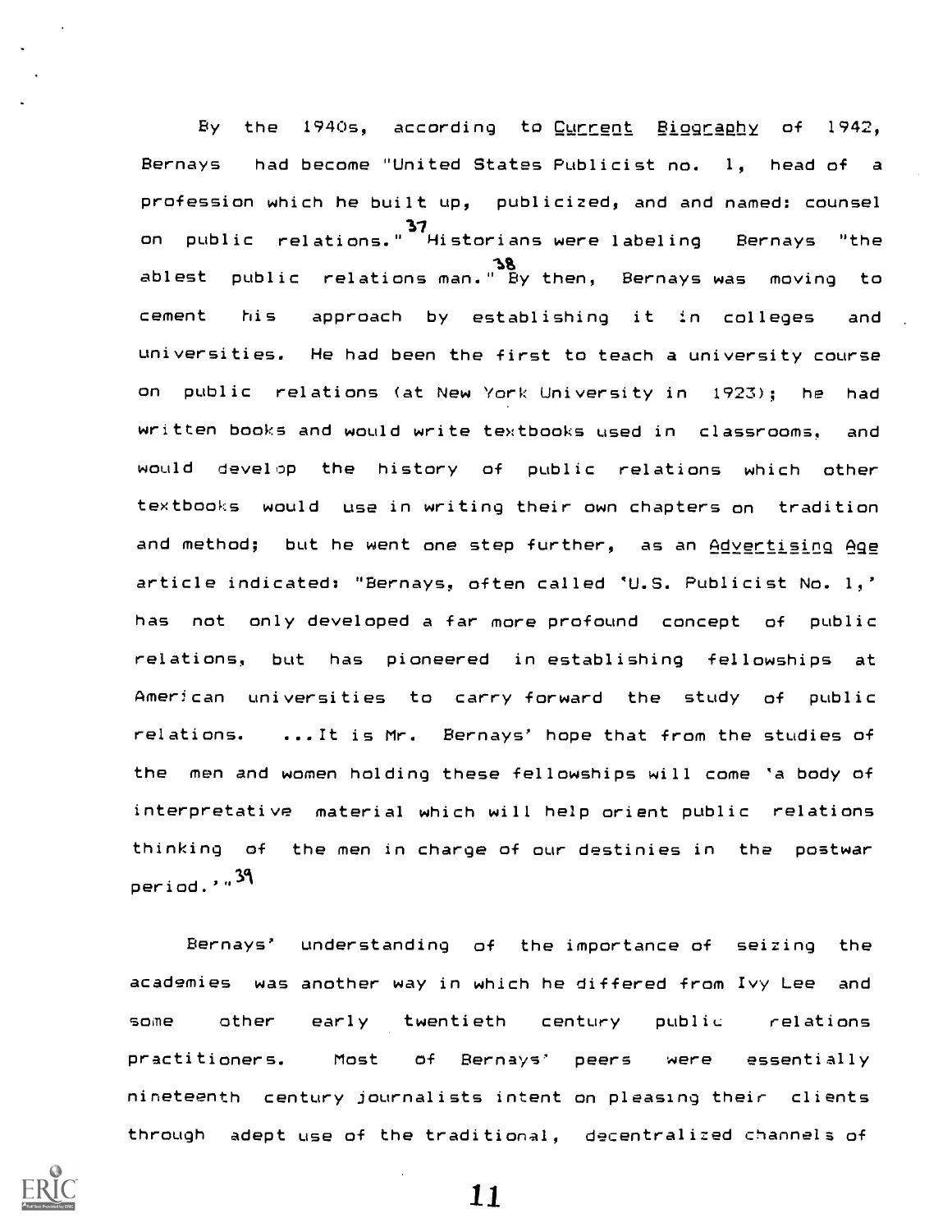By the 1940s, according to Current Biography of 1942, Bernays had become "United States Publicist no. 1, head of a profession which he built up, publicized, and and named: counsel on public relations."[37] Historians were labeling Bernays "the ablest public relations man."[38] By then, Bernays was moving to cement his approach by establishing it in colleges and universities. He had been the first to teach a university course on public relations (at New York University in 1923); he had written books and would write textbooks used in classrooms, and would develop the history of public relations which other textbooks would use in writing their own chapters on tradition and method; but he went one step further, as an Advertising Age article indicated: "Bernays, often called 'U.S. Publicist No. 1,' has not only developed a far more profound concept of public relations, but has pioneered in establishing fellowships at American universities to carry forward the study of public relations. ...It is Mr. Bernays' hope that from the studies of the men and women holding these fellowships will come 'a body of interpretative material which will help orient public relations thinking of the men in charge of our destinies in the postwar period.'"[39]

Bernays' understanding of the importance of seizing the academies was another way in which he differed from Ivy Lee and some other early twentieth century public relations practitioners. Most of Bernays' peers were essentially nineteenth century journalists intent on pleasing their clients through adept use of the traditional, decentralized channels of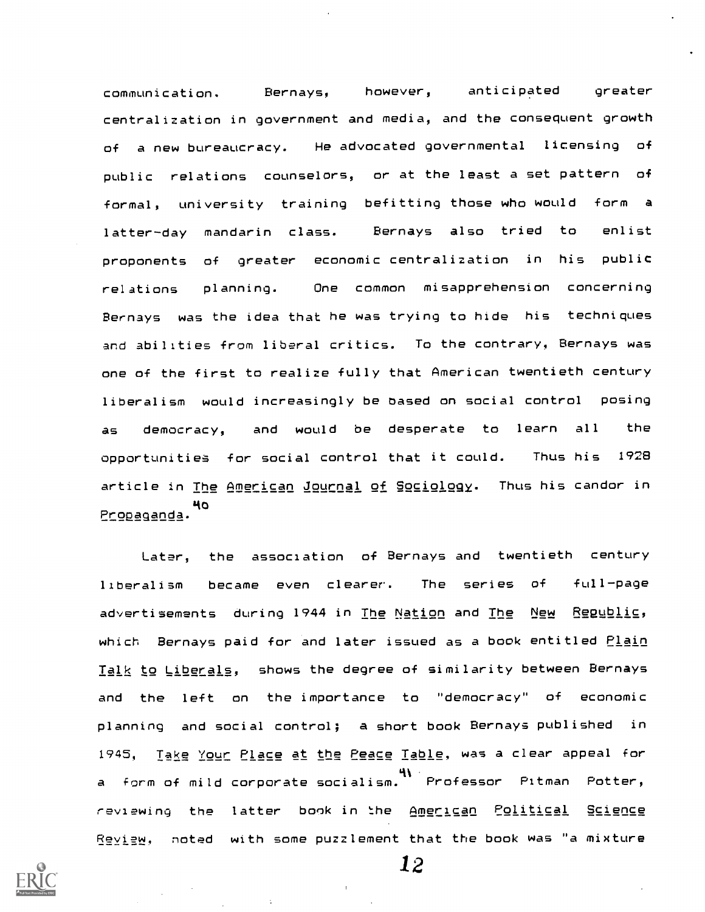communication. Bernays, however, anticipated greater centralization in government and media, and the consequent growth of a new bureaucracy. He advocated governmental licensing of public relations counselors, or at the least a set pattern of formal, university training befitting those who would form a latter-day mandarin class. Bernays also tried to enlist proponents of greater economic centralization in his public relations planning. One common misapprehension concerning Bernays was the idea that he was trying to hide his techniques and abilities from liberal critics. To the contrary, Bernays was one of the first to realize fully that American twentieth century liberalism would increasingly be based on social control posing as democracy, and would be desperate to learn all the opportunities for social control that it could. Thus his 1928 article in _The American Journal of Sociology_. Thus his candor in _Propaganda_.[40]

Later, the association of Bernays and twentieth century liberalism became even clearer. The series of full-page advertisements during 1944 in _The Nation_ and _The New Republic_, which Bernays paid for and later issued as a book entitled _Plain Talk to Liberals_, shows the degree of similarity between Bernays and the left on the importance to "democracy" of economic planning and social control; a short book Bernays published in 1945, _Take Your Place at the Peace Table_, was a clear appeal for a form of mild corporate socialism.[41] Professor Pitman Potter, reviewing the latter book in the _American Political Science Review_, noted with some puzzlement that the book was "a mixture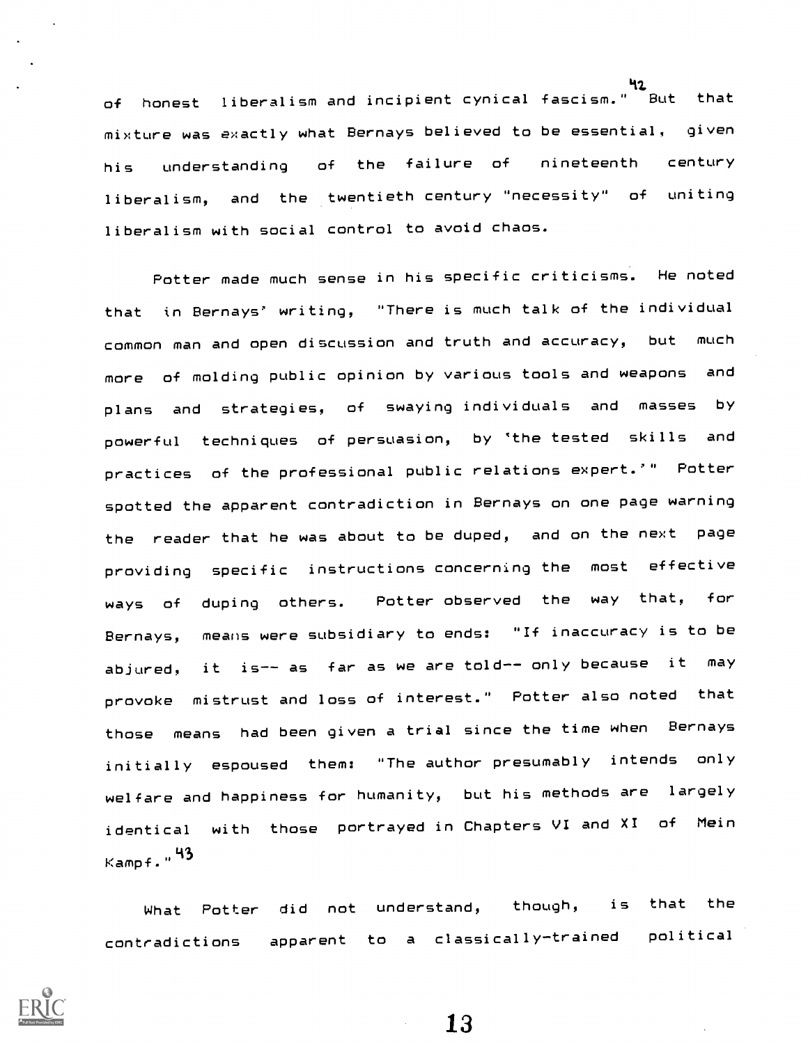of honest liberalism and incipient cynical fascism."[42] But that mixture was exactly what Bernays believed to be essential, given his understanding of the failure of nineteenth century liberalism, and the twentieth century "necessity" of uniting liberalism with social control to avoid chaos.

Potter made much sense in his specific criticisms. He noted that in Bernays' writing, "There is much talk of the individual common man and open discussion and truth and accuracy, but much more of molding public opinion by various tools and weapons and plans and strategies, of swaying individuals and masses by powerful techniques of persuasion, by 'the tested skills and practices of the professional public relations expert.'" Potter spotted the apparent contradiction in Bernays on one page warning the reader that he was about to be duped, and on the next page providing specific instructions concerning the most effective ways of duping others. Potter observed the way that, for Bernays, means were subsidiary to ends: "If inaccuracy is to be abjured, it is-- as far as we are told-- only because it may provoke mistrust and loss of interest." Potter also noted that those means had been given a trial since the time when Bernays initially espoused them: "The author presumably intends only welfare and happiness for humanity, but his methods are largely identical with those portrayed in Chapters VI and XI of Mein Kampf."[43]

What Potter did not understand, though, is that the contradictions apparent to a classically-trained political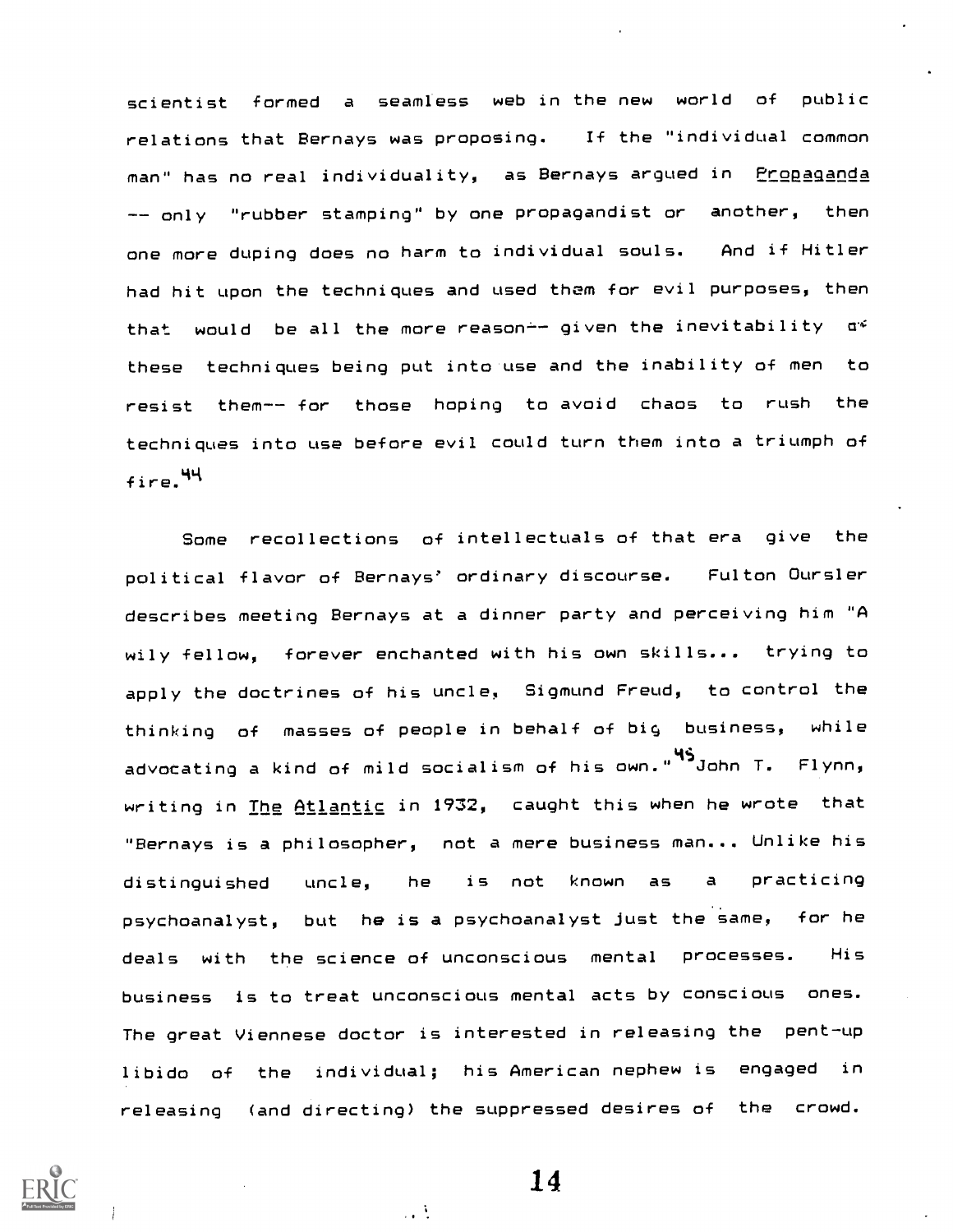scientist formed a seamless web in the new world of public relations that Bernays was proposing. If the "individual common man" has no real individuality, as Bernays argued in Propaganda -- only "rubber stamping" by one propagandist or another, then one more duping does no harm to individual souls. And if Hitler had hit upon the techniques and used them for evil purposes, then that would be all the more reason-- given the inevitability of these techniques being put into use and the inability of men to resist them-- for those hoping to avoid chaos to rush the techniques into use before evil could turn them into a triumph of fire.[44]

Some recollections of intellectuals of that era give the political flavor of Bernays' ordinary discourse. Fulton Oursler describes meeting Bernays at a dinner party and perceiving him "A wily fellow, forever enchanted with his own skills... trying to apply the doctrines of his uncle, Sigmund Freud, to control the thinking of masses of people in behalf of big business, while advocating a kind of mild socialism of his own."[45] John T. Flynn, writing in The Atlantic in 1932, caught this when he wrote that "Bernays is a philosopher, not a mere business man... Unlike his distinguished uncle, he is not known as a practicing psychoanalyst, but he is a psychoanalyst just the same, for he deals with the science of unconscious mental processes. His business is to treat unconscious mental acts by conscious ones. The great Viennese doctor is interested in releasing the pent-up libido of the individual; his American nephew is engaged in releasing (and directing) the suppressed desires of the crowd.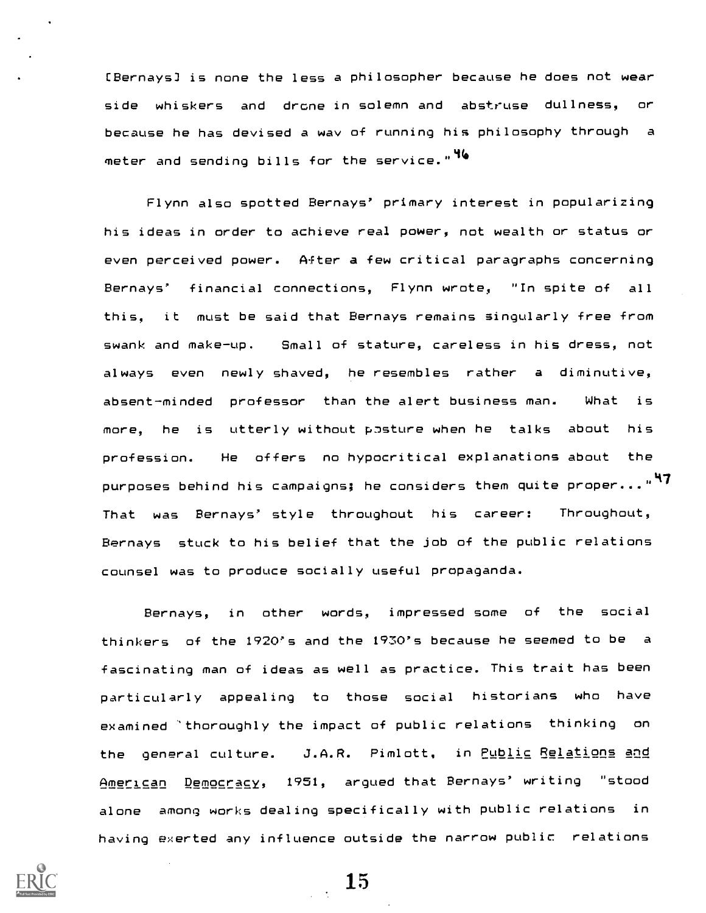[Bernays] is none the less a philosopher because he does not wear side whiskers and drone in solemn and abstruse dullness, or because he has devised a wav of running his philosophy through a meter and sending bills for the service."[46]

Flynn also spotted Bernays' primary interest in popularizing his ideas in order to achieve real power, not wealth or status or even perceived power. After a few critical paragraphs concerning Bernays' financial connections, Flynn wrote, "In spite of all this, it must be said that Bernays remains singularly free from swank and make-up. Small of stature, careless in his dress, not always even newly shaved, he resembles rather a diminutive, absent-minded professor than the alert business man. What is more, he is utterly without posture when he talks about his profession. He offers no hypocritical explanations about the purposes behind his campaigns; he considers them quite proper..."[47] That was Bernays' style throughout his career: Throughout, Bernays stuck to his belief that the job of the public relations counsel was to produce socially useful propaganda.

Bernays, in other words, impressed some of the social thinkers of the 1920's and the 1930's because he seemed to be a fascinating man of ideas as well as practice. This trait has been particularly appealing to those social historians who have examined thoroughly the impact of public relations thinking on the general culture. J.A.R. Pimlott, in Public Relations and American Democracy, 1951, argued that Bernays' writing "stood alone among works dealing specifically with public relations in having exerted any influence outside the narrow public relations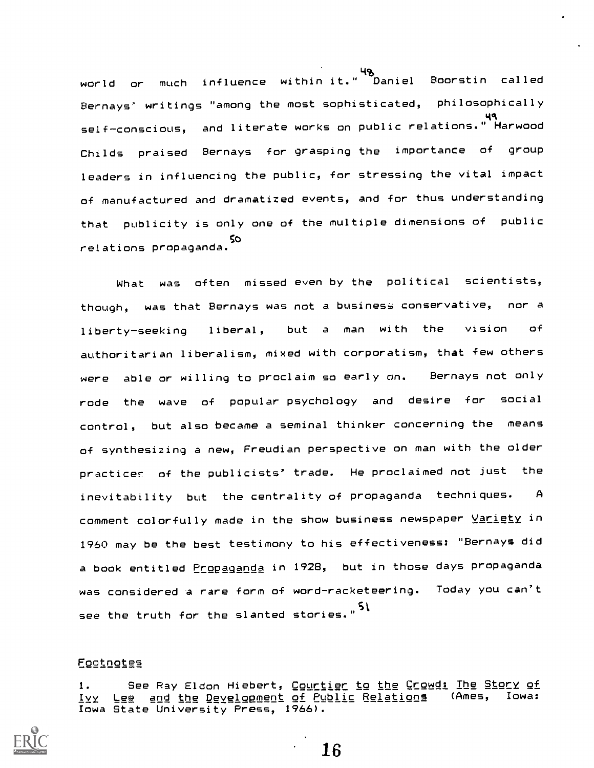world or much influence within it."[48] Daniel Boorstin called Bernays' writings "among the most sophisticated, philosophically self-conscious, and literate works on public relations."[49] Harwood Childs praised Bernays for grasping the importance of group leaders in influencing the public, for stressing the vital impact of manufactured and dramatized events, and for thus understanding that publicity is only one of the multiple dimensions of public relations propaganda.[50]

What was often missed even by the political scientists, though, was that Bernays was not a business conservative, nor a liberty-seeking liberal, but a man with the vision of authoritarian liberalism, mixed with corporatism, that few others were able or willing to proclaim so early on. Bernays not only rode the wave of popular psychology and desire for social control, but also became a seminal thinker concerning the means of synthesizing a new, Freudian perspective on man with the older practices of the publicists' trade. He proclaimed not just the inevitability but the centrality of propaganda techniques. A comment colorfully made in the show business newspaper <u>Variety</u> in 1960 may be the best testimony to his effectiveness: "Bernays did a book entitled <u>Propaganda</u> in 1928, but in those days propaganda was considered a rare form of word-racketeering. Today you can't see the truth for the slanted stories."[51]

## <u>Footnotes</u>

1. See Ray Eldon Hiebert, <u>Courtier to the Crowd: The Story of Ivy Lee and the Development of Public Relations</u> (Ames, Iowa: Iowa State University Press, 1966).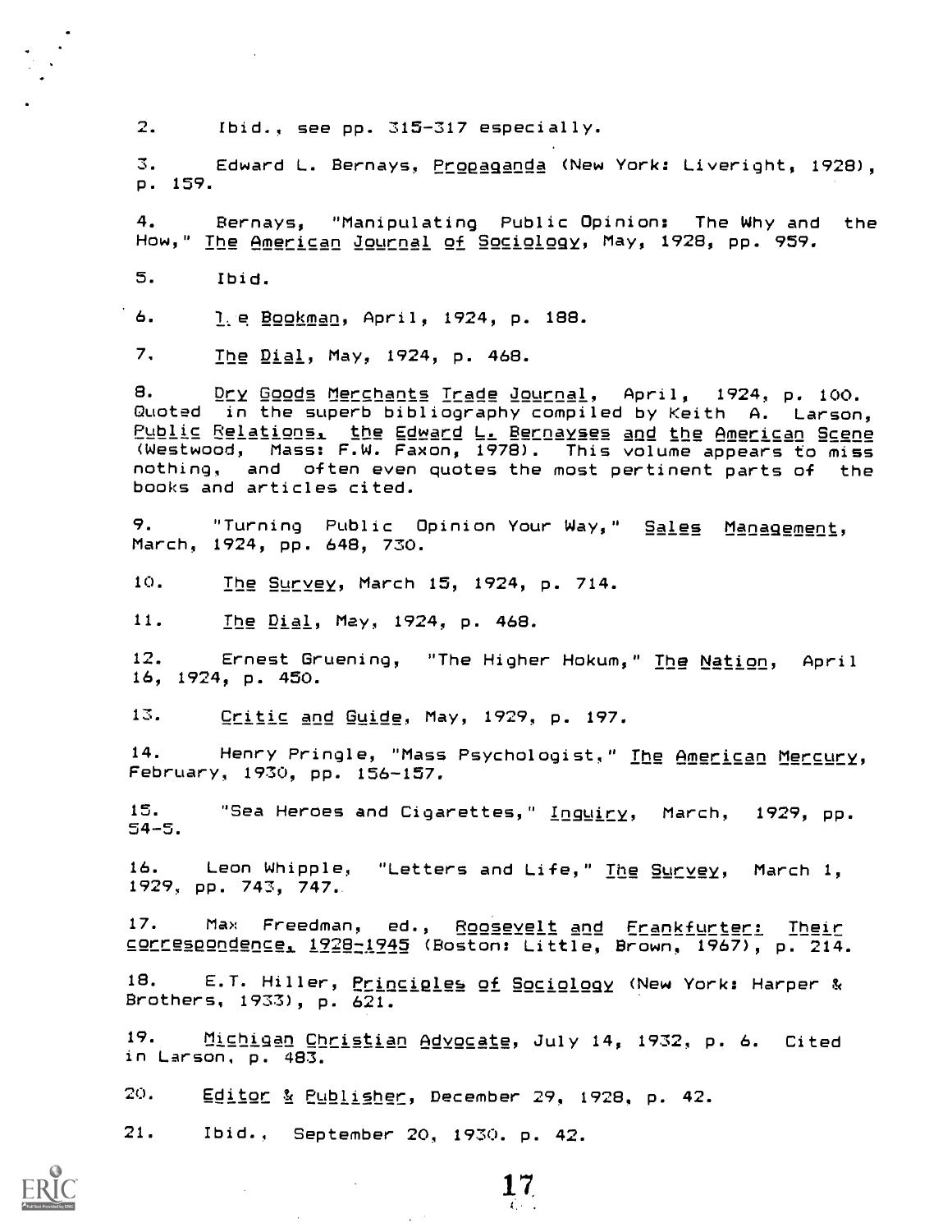2. Ibid., see pp. 315-317 especially.

3. Edward L. Bernays, _Propaganda_ (New York: Liveright, 1928), p. 159.

4. Bernays, "Manipulating Public Opinion: The Why and the How," _The American Journal of Sociology_, May, 1928, pp. 959.

5. Ibid.

6. _The Bookman_, April, 1924, p. 188.

7. _The Dial_, May, 1924, p. 468.

8. _Dry Goods Merchants Trade Journal_, April, 1924, p. 100. Quoted in the superb bibliography compiled by Keith A. Larson, _Public Relations, the Edward L. Bernayses and the American Scene_ (Westwood, Mass: F.W. Faxon, 1978). This volume appears to miss nothing, and often even quotes the most pertinent parts of the books and articles cited.

9. "Turning Public Opinion Your Way," _Sales Management_, March, 1924, pp. 648, 730.

10. _The Survey_, March 15, 1924, p. 714.

11. _The Dial_, May, 1924, p. 468.

12. Ernest Gruening, "The Higher Hokum," _The Nation_, April 16, 1924, p. 450.

13. _Critic and Guide_, May, 1929, p. 197.

14. Henry Pringle, "Mass Psychologist," _The American Mercury_, February, 1930, pp. 156-157.

15. "Sea Heroes and Cigarettes," _Inquiry_, March, 1929, pp. 54-5.

16. Leon Whipple, "Letters and Life," _The Survey_, March 1, 1929, pp. 743, 747.

17. Max Freedman, ed., _Roosevelt and Frankfurter: Their correspondence, 1928-1945_ (Boston: Little, Brown, 1967), p. 214.

18. E.T. Hiller, _Principles of Sociology_ (New York: Harper & Brothers, 1933), p. 621.

19. _Michigan Christian Advocate_, July 14, 1932, p. 6. Cited in Larson, p. 483.

20. _Editor & Publisher_, December 29, 1928, p. 42.

21. Ibid., September 20, 1930. p. 42.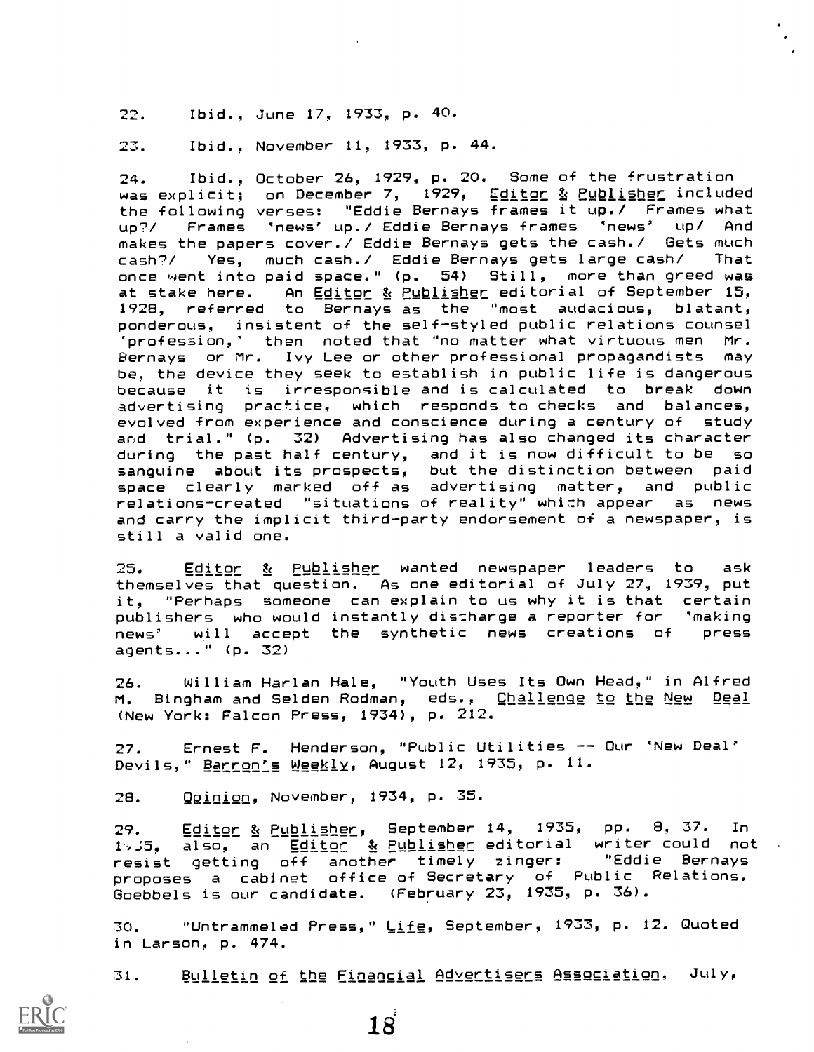22. Ibid., June 17, 1933, p. 40.

23. Ibid., November 11, 1933, p. 44.

24. Ibid., October 26, 1929, p. 20. Some of the frustration was explicit; on December 7, 1929, Editor & Publisher included the following verses: "Eddie Bernays frames it up./ Frames what up?/ Frames 'news' up./ Eddie Bernays frames 'news' up/ And makes the papers cover./ Eddie Bernays gets the cash./ Gets much cash?/ Yes, much cash./ Eddie Bernays gets large cash/ That once went into paid space." (p. 54) Still, more than greed was at stake here. An Editor & Publisher editorial of September 15, 1928, referred to Bernays as the "most audacious, blatant, ponderous, insistent of the self-styled public relations counsel 'profession,' then noted that "no matter what virtuous men Mr. Bernays or Mr. Ivy Lee or other professional propagandists may be, the device they seek to establish in public life is dangerous because it is irresponsible and is calculated to break down advertising practice, which responds to checks and balances, evolved from experience and conscience during a century of study and trial." (p. 32) Advertising has also changed its character during the past half century, and it is now difficult to be so sanguine about its prospects, but the distinction between paid space clearly marked off as advertising matter, and public relations-created "situations of reality" which appear as news and carry the implicit third-party endorsement of a newspaper, is still a valid one.

25. Editor & Publisher wanted newspaper leaders to ask themselves that question. As one editorial of July 27, 1939, put it, "Perhaps someone can explain to us why it is that certain publishers who would instantly discharge a reporter for 'making news' will accept the synthetic news creations of press agents..." (p. 32)

26. William Harlan Hale, "Youth Uses Its Own Head," in Alfred M. Bingham and Selden Rodman, eds., Challenge to the New Deal (New York: Falcon Press, 1934), p. 212.

27. Ernest F. Henderson, "Public Utilities -- Our 'New Deal' Devils," Barron's Weekly, August 12, 1935, p. 11.

28. Opinion, November, 1934, p. 35.

29. Editor & Publisher, September 14, 1935, pp. 8, 37. In 1935, also, an Editor & Publisher editorial writer could not resist getting off another timely zinger: "Eddie Bernays proposes a cabinet office of Secretary of Public Relations. Goebbels is our candidate. (February 23, 1935, p. 36).

30. "Untrammeled Press," Life, September, 1933, p. 12. Quoted in Larson, p. 474.

31. Bulletin of the Financial Advertisers Association, July,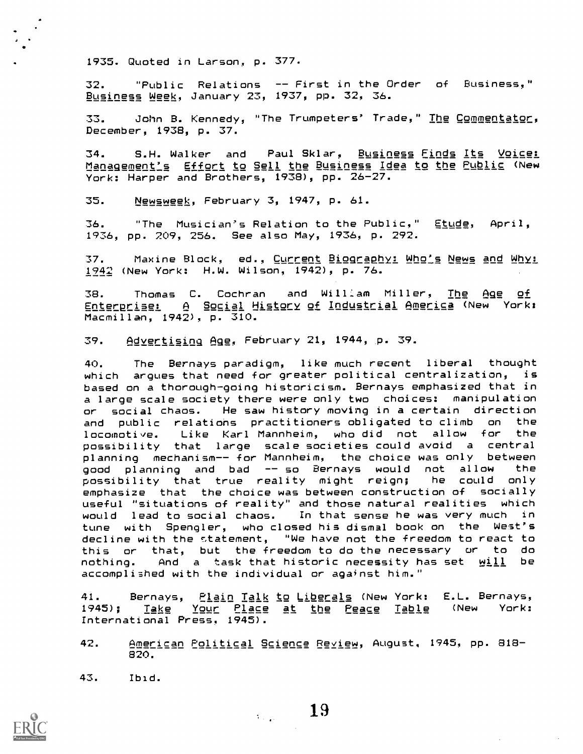1935. Quoted in Larson, p. 377.

32. "Public Relations -- First in the Order of Business," _Business Week_, January 23, 1937, pp. 32, 36.

33. John B. Kennedy, "The Trumpeters' Trade," _The Commentator_, December, 1938, p. 37.

34. S.H. Walker and Paul Sklar, _Business Finds Its Voice: Management's Effort to Sell the Business Idea to the Public_ (New York: Harper and Brothers, 1938), pp. 26-27.

35. _Newsweek_, February 3, 1947, p. 61.

36. "The Musician's Relation to the Public," _Etude_, April, 1936, pp. 209, 256. See also May, 1936, p. 292.

37. Maxine Block, ed., _Current Biography: Who's News and Why: 1942_ (New York: H.W. Wilson, 1942), p. 76.

38. Thomas C. Cochran and William Miller, _The Age of Enterprise: A Social History of Industrial America_ (New York: Macmillan, 1942), p. 310.

39. _Advertising Age_, February 21, 1944, p. 39.

40. The Bernays paradigm, like much recent liberal thought which argues that need for greater political centralization, is based on a thorough-going historicism. Bernays emphasized that in a large scale society there were only two choices: manipulation or social chaos. He saw history moving in a certain direction and public relations practitioners obligated to climb on the locomotive. Like Karl Mannheim, who did not allow for the possibility that large scale societies could avoid a central planning mechanism-- for Mannheim, the choice was only between good planning and bad -- so Bernays would not allow the possibility that true reality might reign; he could only emphasize that the choice was between construction of socially useful "situations of reality" and those natural realities which would lead to social chaos. In that sense he was very much in tune with Spengler, who closed his dismal book on the West's decline with the statement, "We have not the freedom to react to this or that, but the freedom to do the necessary or to do nothing. And a task that historic necessity has set _will_ be accomplished with the individual or against him."

41. Bernays, _Plain Talk to Liberals_ (New York: E.L. Bernays, 1945); _Take Your Place at the Peace Table_ (New York: International Press, 1945).

42. _American Political Science Review_, August, 1945, pp. 818-820.

43. Ibid.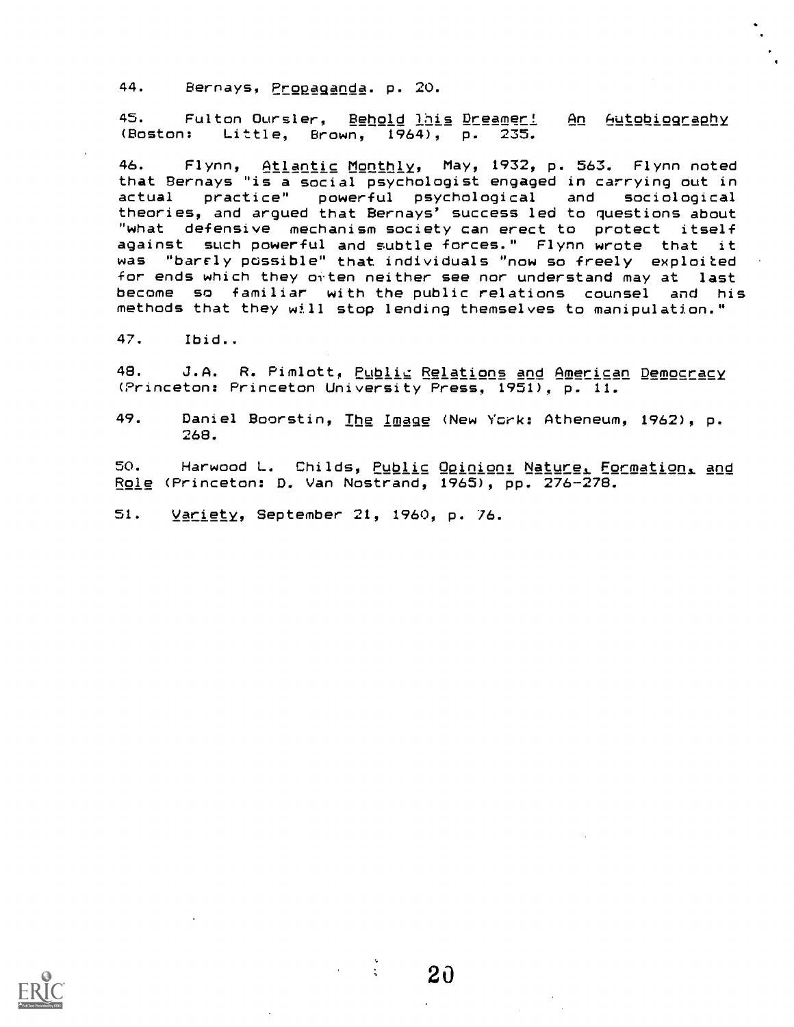44. Bernays, _Propaganda_. p. 20.

45. Fulton Oursler, _Behold This Dreamer! An Autobiography_ (Boston: Little, Brown, 1964), p. 235.

46. Flynn, _Atlantic Monthly_, May, 1932, p. 563. Flynn noted that Bernays "is a social psychologist engaged in carrying out in actual practice" powerful psychological and sociological theories, and argued that Bernays' success led to questions about "what defensive mechanism society can erect to protect itself against such powerful and subtle forces." Flynn wrote that it was "barely possible" that individuals "now so freely exploited for ends which they often neither see nor understand may at last become so familiar with the public relations counsel and his methods that they will stop lending themselves to manipulation."

47. Ibid..

48. J.A. R. Pimlott, _Public Relations and American Democracy_ (Princeton: Princeton University Press, 1951), p. 11.

49. Daniel Boorstin, _The Image_ (New York: Atheneum, 1962), p. 268.

50. Harwood L. Childs, _Public Opinion: Nature, Formation, and Role_ (Princeton: D. Van Nostrand, 1965), pp. 276-278.

51. _Variety_, September 21, 1960, p. 76.